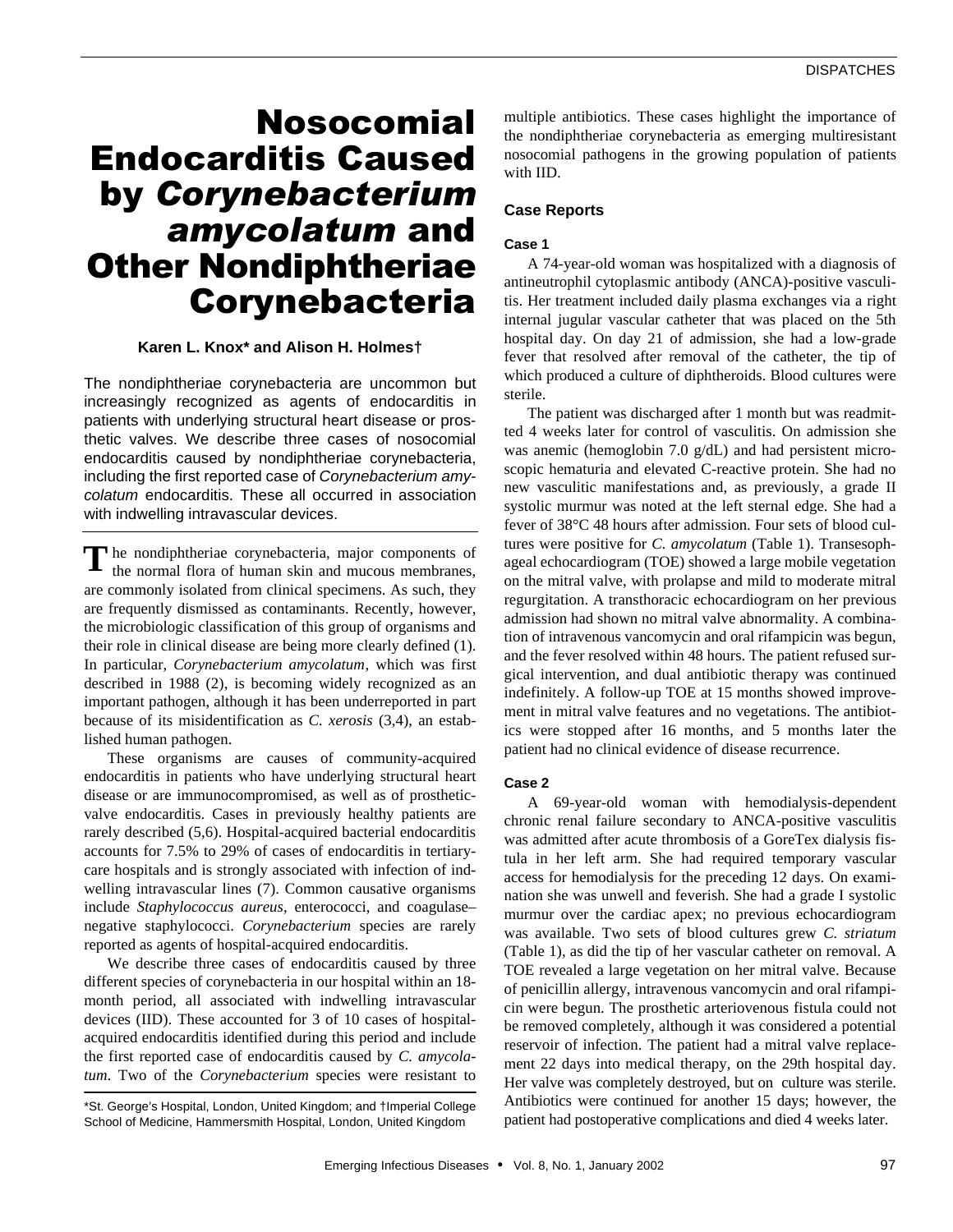# Nosocomial Endocarditis Caused by *Corynebacterium amycolatum* and Other Nondiphtheriae Corynebacteria

**Karen L. Knox\* and Alison H. Holmes†**

The nondiphtheriae corynebacteria are uncommon but increasingly recognized as agents of endocarditis in patients with underlying structural heart disease or prosthetic valves. We describe three cases of nosocomial endocarditis caused by nondiphtheriae corynebacteria, including the first reported case of *Corynebacterium amycolatum* endocarditis. These all occurred in association with indwelling intravascular devices.

The nondiphtheriae corynebacteria, major components of the normal flora of human skin and mucous membranes, are commonly isolated from clinical specimens. As such, they are frequently dismissed as contaminants. Recently, however, the microbiologic classification of this group of organisms and their role in clinical disease are being more clearly defined (1). In particular, *Corynebacterium amycolatum*, which was first described in 1988 (2), is becoming widely recognized as an important pathogen, although it has been underreported in part because of its misidentification as *C. xerosis* (3,4), an established human pathogen.

These organisms are causes of community-acquired endocarditis in patients who have underlying structural heart disease or are immunocompromised, as well as of prosthetic-valve endocarditis. Cases in previously healthy patients are rarely described (5,6). Hospital-acquired bacterial endocarditis accounts for 7.5% to 29% of cases of endocarditis in tertiary-care hospitals and is strongly associated with infection of indwelling intravascular lines (7). Common causative organisms include *Staphylococcus aureus*, enterococci, and coagulase–negative staphylococci. *Corynebacterium* species are rarely reported as agents of hospital-acquired endocarditis.

We describe three cases of endocarditis caused by three different species of corynebacteria in our hospital within an 18-month period, all associated with indwelling intravascular devices (IID). These accounted for 3 of 10 cases of hospital-acquired endocarditis identified during this period and include the first reported case of endocarditis caused by *C. amycolatum*. Two of the *Corynebacterium* species were resistant to multiple antibiotics. These cases highlight the importance of the nondiphtheriae corynebacteria as emerging multiresistant nosocomial pathogens in the growing population of patients with IID.

\*St. George's Hospital, London, United Kingdom; and †Imperial College School of Medicine, Hammersmith Hospital, London, United Kingdom

## Case Reports

### Case 1

A 74-year-old woman was hospitalized with a diagnosis of antineutrophil cytoplasmic antibody (ANCA)-positive vasculitis. Her treatment included daily plasma exchanges via a right internal jugular vascular catheter that was placed on the 5th hospital day. On day 21 of admission, she had a low-grade fever that resolved after removal of the catheter, the tip of which produced a culture of diphtheroids. Blood cultures were sterile.

The patient was discharged after 1 month but was readmitted 4 weeks later for control of vasculitis. On admission she was anemic (hemoglobin 7.0 g/dL) and had persistent microscopic hematuria and elevated C-reactive protein. She had no new vasculitic manifestations and, as previously, a grade II systolic murmur was noted at the left sternal edge. She had a fever of 38°C 48 hours after admission. Four sets of blood cultures were positive for *C. amycolatum* (Table 1). Transesophageal echocardiogram (TOE) showed a large mobile vegetation on the mitral valve, with prolapse and mild to moderate mitral regurgitation. A transthoracic echocardiogram on her previous admission had shown no mitral valve abnormality. A combination of intravenous vancomycin and oral rifampicin was begun, and the fever resolved within 48 hours. The patient refused surgical intervention, and dual antibiotic therapy was continued indefinitely. A follow-up TOE at 15 months showed improvement in mitral valve features and no vegetations. The antibiotics were stopped after 16 months, and 5 months later the patient had no clinical evidence of disease recurrence.

### Case 2

A 69-year-old woman with hemodialysis-dependent chronic renal failure secondary to ANCA-positive vasculitis was admitted after acute thrombosis of a GoreTex dialysis fistula in her left arm. She had required temporary vascular access for hemodialysis for the preceding 12 days. On examination she was unwell and feverish. She had a grade I systolic murmur over the cardiac apex; no previous echocardiogram was available. Two sets of blood cultures grew *C. striatum* (Table 1), as did the tip of her vascular catheter on removal. A TOE revealed a large vegetation on her mitral valve. Because of penicillin allergy, intravenous vancomycin and oral rifampicin were begun. The prosthetic arteriovenous fistula could not be removed completely, although it was considered a potential reservoir of infection. The patient had a mitral valve replacement 22 days into medical therapy, on the 29th hospital day. Her valve was completely destroyed, but on culture was sterile. Antibiotics were continued for another 15 days; however, the patient had postoperative complications and died 4 weeks later.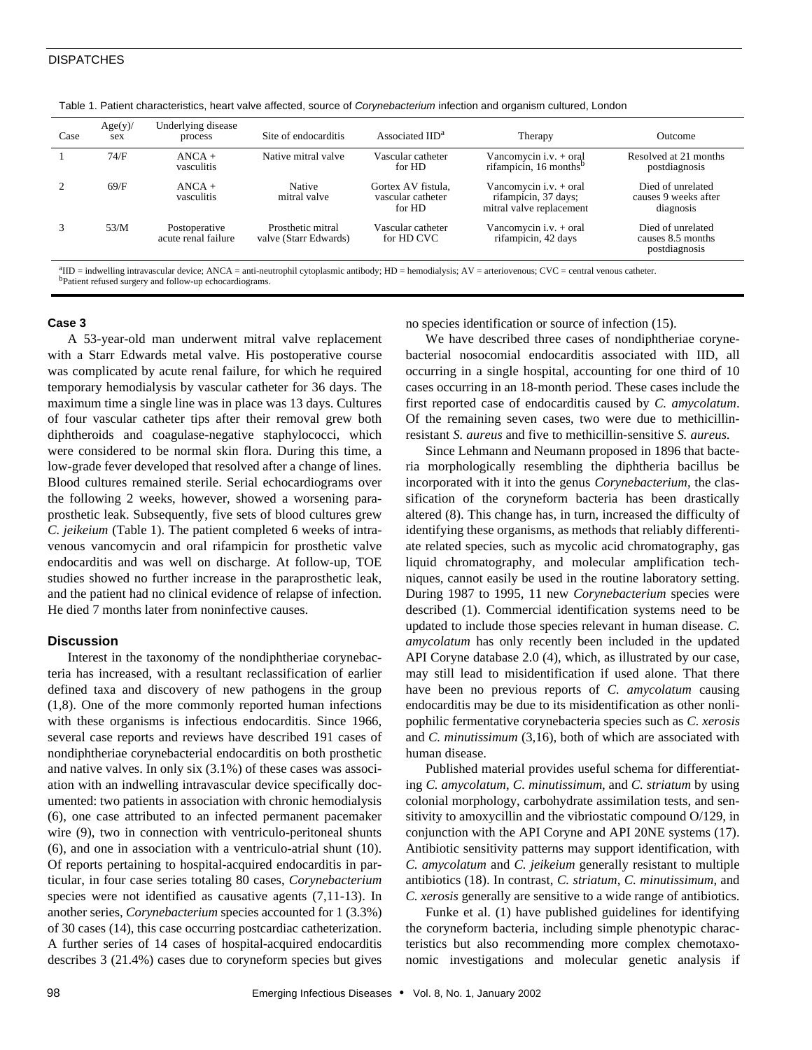Table 1. Patient characteristics, heart valve affected, source of *Corynebacterium* infection and organism cultured, London

| Case | Age(y)/ sex | Underlying disease process | Site of endocarditis | Associated IID[a] | Therapy | Outcome |
|---|---|---|---|---|---|---|
| 1 | 74/F | ANCA + vasculitis | Native mitral valve | Vascular catheter for HD | Vancomycin i.v. + oral rifampicin, 16 months[b] | Resolved at 21 months postdiagnosis |
| 2 | 69/F | ANCA + vasculitis | Native mitral valve | Gortex AV fistula, vascular catheter for HD | Vancomycin i.v. + oral rifampicin, 37 days; mitral valve replacement | Died of unrelated causes 9 weeks after diagnosis |
| 3 | 53/M | Postoperative acute renal failure | Prosthetic mitral valve (Starr Edwards) | Vascular catheter for HD CVC | Vancomycin i.v. + oral rifampicin, 42 days | Died of unrelated causes 8.5 months postdiagnosis |

[a]IID = indwelling intravascular device; ANCA = anti-neutrophil cytoplasmic antibody; HD = hemodialysis; AV = arteriovenous; CVC = central venous catheter.
[b]Patient refused surgery and follow-up echocardiograms.

### Case 3

A 53-year-old man underwent mitral valve replacement with a Starr Edwards metal valve. His postoperative course was complicated by acute renal failure, for which he required temporary hemodialysis by vascular catheter for 36 days. The maximum time a single line was in place was 13 days. Cultures of four vascular catheter tips after their removal grew both diphtheroids and coagulase-negative staphylococci, which were considered to be normal skin flora. During this time, a low-grade fever developed that resolved after a change of lines. Blood cultures remained sterile. Serial echocardiograms over the following 2 weeks, however, showed a worsening paraprosthetic leak. Subsequently, five sets of blood cultures grew *C. jeikeium* (Table 1). The patient completed 6 weeks of intravenous vancomycin and oral rifampicin for prosthetic valve endocarditis and was well on discharge. At follow-up, TOE studies showed no further increase in the paraprosthetic leak, and the patient had no clinical evidence of relapse of infection. He died 7 months later from noninfective causes.

## Discussion

Interest in the taxonomy of the nondiphtheriae corynebacteria has increased, with a resultant reclassification of earlier defined taxa and discovery of new pathogens in the group (1,8). One of the more commonly reported human infections with these organisms is infectious endocarditis. Since 1966, several case reports and reviews have described 191 cases of nondiphtheriae corynebacterial endocarditis on both prosthetic and native valves. In only six (3.1%) of these cases was association with an indwelling intravascular device specifically documented: two patients in association with chronic hemodialysis (6), one case attributed to an infected permanent pacemaker wire (9), two in connection with ventriculo-peritoneal shunts (6), and one in association with a ventriculo-atrial shunt (10). Of reports pertaining to hospital-acquired endocarditis in particular, in four case series totaling 80 cases, *Corynebacterium* species were not identified as causative agents (7,11-13). In another series, *Corynebacterium* species accounted for 1 (3.3%) of 30 cases (14), this case occurring postcardiac catheterization. A further series of 14 cases of hospital-acquired endocarditis describes 3 (21.4%) cases due to coryneform species but gives no species identification or source of infection (15).

We have described three cases of nondiphtheriae corynebacterial nosocomial endocarditis associated with IID, all occurring in a single hospital, accounting for one third of 10 cases occurring in an 18-month period. These cases include the first reported case of endocarditis caused by *C. amycolatum*. Of the remaining seven cases, two were due to methicillin-resistant *S. aureus* and five to methicillin-sensitive *S. aureus.*

Since Lehmann and Neumann proposed in 1896 that bacteria morphologically resembling the diphtheria bacillus be incorporated with it into the genus *Corynebacterium*, the classification of the coryneform bacteria has been drastically altered (8). This change has, in turn, increased the difficulty of identifying these organisms, as methods that reliably differentiate related species, such as mycolic acid chromatography, gas liquid chromatography, and molecular amplification techniques, cannot easily be used in the routine laboratory setting. During 1987 to 1995, 11 new *Corynebacterium* species were described (1). Commercial identification systems need to be updated to include those species relevant in human disease. *C. amycolatum* has only recently been included in the updated API Coryne database 2.0 (4), which, as illustrated by our case, may still lead to misidentification if used alone. That there have been no previous reports of *C. amycolatum* causing endocarditis may be due to its misidentification as other nonlipophilic fermentative corynebacteria species such as *C. xerosis* and *C. minutissimum* (3,16), both of which are associated with human disease.

Published material provides useful schema for differentiating *C. amycolatum*, *C. minutissimum*, and *C. striatum* by using colonial morphology, carbohydrate assimilation tests, and sensitivity to amoxycillin and the vibriostatic compound O/129, in conjunction with the API Coryne and API 20NE systems (17). Antibiotic sensitivity patterns may support identification, with *C. amycolatum* and *C. jeikeium* generally resistant to multiple antibiotics (18). In contrast, *C. striatum*, *C. minutissimum*, and *C. xerosis* generally are sensitive to a wide range of antibiotics.

Funke et al. (1) have published guidelines for identifying the coryneform bacteria, including simple phenotypic characteristics but also recommending more complex chemotaxonomic investigations and molecular genetic analysis if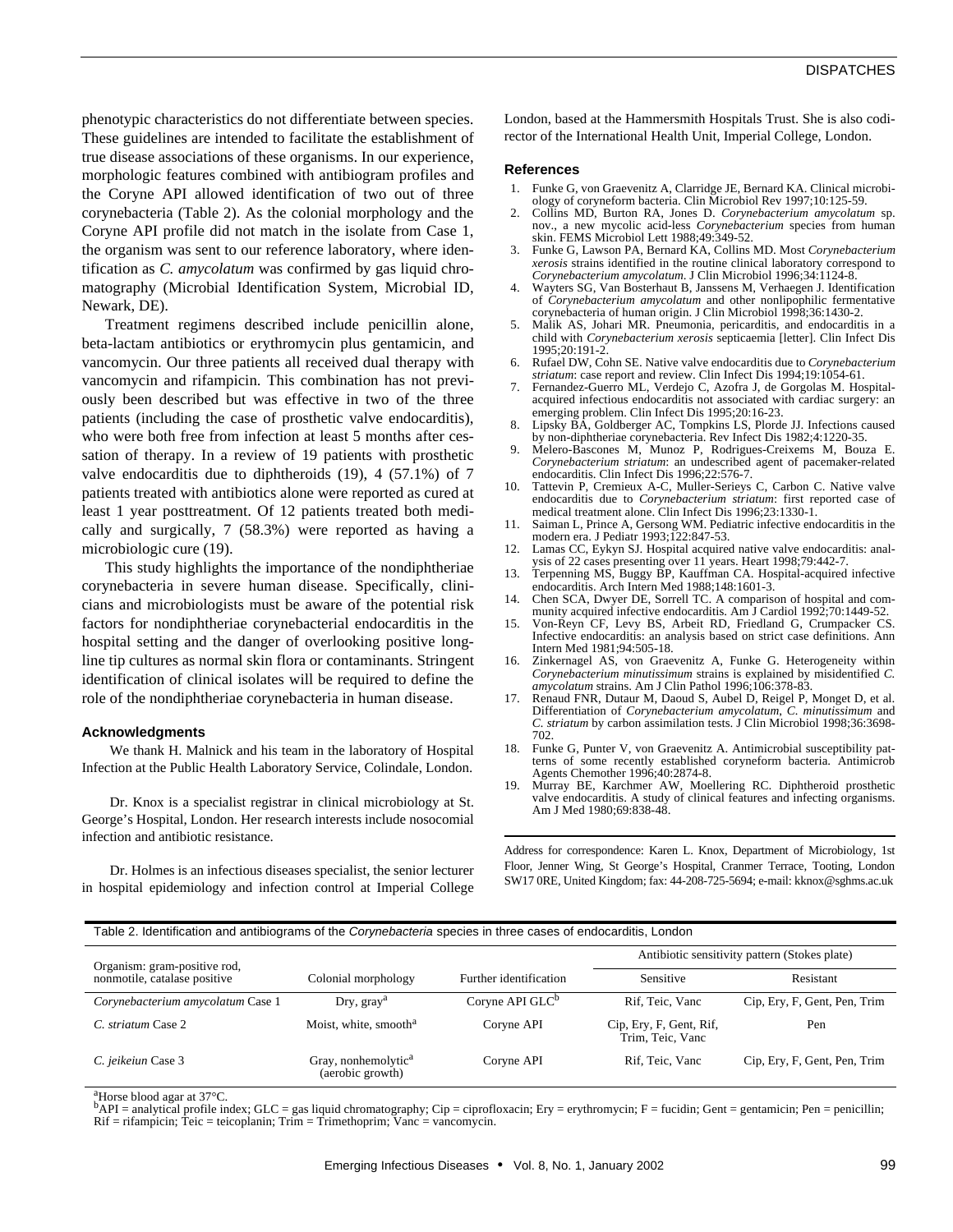phenotypic characteristics do not differentiate between species. These guidelines are intended to facilitate the establishment of true disease associations of these organisms. In our experience, morphologic features combined with antibiogram profiles and the Coryne API allowed identification of two out of three corynebacteria (Table 2). As the colonial morphology and the Coryne API profile did not match in the isolate from Case 1, the organism was sent to our reference laboratory, where identification as *C. amycolatum* was confirmed by gas liquid chromatography (Microbial Identification System, Microbial ID, Newark, DE).

Treatment regimens described include penicillin alone, beta-lactam antibiotics or erythromycin plus gentamicin, and vancomycin. Our three patients all received dual therapy with vancomycin and rifampicin. This combination has not previously been described but was effective in two of the three patients (including the case of prosthetic valve endocarditis), who were both free from infection at least 5 months after cessation of therapy. In a review of 19 patients with prosthetic valve endocarditis due to diphtheroids (19), 4 (57.1%) of 7 patients treated with antibiotics alone were reported as cured at least 1 year posttreatment. Of 12 patients treated both medically and surgically, 7 (58.3%) were reported as having a microbiologic cure (19).

This study highlights the importance of the nondiphtheriae corynebacteria in severe human disease. Specifically, clinicians and microbiologists must be aware of the potential risk factors for nondiphtheriae corynebacterial endocarditis in the hospital setting and the danger of overlooking positive long-line tip cultures as normal skin flora or contaminants. Stringent identification of clinical isolates will be required to define the role of the nondiphtheriae corynebacteria in human disease.

### Acknowledgments

We thank H. Malnick and his team in the laboratory of Hospital Infection at the Public Health Laboratory Service, Colindale, London.

Dr. Knox is a specialist registrar in clinical microbiology at St. George's Hospital, London. Her research interests include nosocomial infection and antibiotic resistance.

Dr. Holmes is an infectious diseases specialist, the senior lecturer in hospital epidemiology and infection control at Imperial College London, based at the Hammersmith Hospitals Trust. She is also codirector of the International Health Unit, Imperial College, London.

### References

1. Funke G, von Graevenitz A, Clarridge JE, Bernard KA. Clinical microbiology of coryneform bacteria. Clin Microbiol Rev 1997;10:125-59.
2. Collins MD, Burton RA, Jones D. *Corynebacterium amycolatum* sp. nov., a new mycolic acid-less *Corynebacterium* species from human skin. FEMS Microbiol Lett 1988;49:349-52.
3. Funke G, Lawson PA, Bernard KA, Collins MD. Most *Corynebacterium xerosis* strains identified in the routine clinical laboratory correspond to *Corynebacterium amycolatum*. J Clin Microbiol 1996;34:1124-8.
4. Wayters SG, Van Bosterhaut B, Janssens M, Verhaegen J. Identification of *Corynebacterium amycolatum* and other nonlipophilic fermentative corynebacteria of human origin. J Clin Microbiol 1998;36:1430-2.
5. Malik AS, Johari MR. Pneumonia, pericarditis, and endocarditis in a child with *Corynebacterium xerosis* septicaemia [letter]. Clin Infect Dis 1995;20:191-2.
6. Rufael DW, Cohn SE. Native valve endocarditis due to *Corynebacterium striatum*: case report and review. Clin Infect Dis 1994;19:1054-61.
7. Fernandez-Guerro ML, Verdejo C, Azofra J, de Gorgolas M. Hospital-acquired infectious endocarditis not associated with cardiac surgery: an emerging problem. Clin Infect Dis 1995;20:16-23.
8. Lipsky BA, Goldberger AC, Tompkins LS, Plorde JJ. Infections caused by non-diphtheriae corynebacteria. Rev Infect Dis 1982;4:1220-35.
9. Melero-Bascones M, Munoz P, Rodrigues-Creixems M, Bouza E. *Corynebacterium striatum*: an undescribed agent of pacemaker-related endocarditis. Clin Infect Dis 1996;22:576-7.
10. Tattevin P, Cremieux A-C, Muller-Serieys C, Carbon C. Native valve endocarditis due to *Corynebacterium striatum*: first reported case of medical treatment alone. Clin Infect Dis 1996;23:1330-1.
11. Saiman L, Prince A, Gersong WM. Pediatric infective endocarditis in the modern era. J Pediatr 1993;122:847-53.
12. Lamas CC, Eykyn SJ. Hospital acquired native valve endocarditis: analysis of 22 cases presenting over 11 years. Heart 1998;79:442-7.
13. Terpenning MS, Buggy BP, Kauffman CA. Hospital-acquired infective endocarditis. Arch Intern Med 1988;148:1601-3.
14. Chen SCA, Dwyer DE, Sorrell TC. A comparison of hospital and community acquired infective endocarditis. Am J Cardiol 1992;70:1449-52.
15. Von-Reyn CF, Levy BS, Arbeit RD, Friedland G, Crumpacker CS. Infective endocarditis: an analysis based on strict case definitions. Ann Intern Med 1981;94:505-18.
16. Zinkernagel AS, von Graevenitz A, Funke G. Heterogeneity within *Corynebacterium minutissimum* strains is explained by misidentified *C. amycolatum* strains. Am J Clin Pathol 1996;106:378-83.
17. Renaud FNR, Dutaur M, Daoud S, Aubel D, Reigel P, Monget D, et al. Differentiation of *Corynebacterium amycolatum*, *C. minutissimum* and *C. striatum* by carbon assimilation tests. J Clin Microbiol 1998;36:3698-702.
18. Funke G, Punter V, von Graevenitz A. Antimicrobial susceptibility patterns of some recently established coryneform bacteria. Antimicrob Agents Chemother 1996;40:2874-8.
19. Murray BE, Karchmer AW, Moellering RC. Diphtheroid prosthetic valve endocarditis. A study of clinical features and infecting organisms. Am J Med 1980;69:838-48.

Address for correspondence: Karen L. Knox, Department of Microbiology, 1st Floor, Jenner Wing, St George's Hospital, Cranmer Terrace, Tooting, London SW17 0RE, United Kingdom; fax: 44-208-725-5694; e-mail: kknox@sghms.ac.uk

Table 2. Identification and antibiograms of the *Corynebacteria* species in three cases of endocarditis, London

| Organism: gram-positive rod, nonmotile, catalase positive | Colonial morphology | Further identification | Antibiotic sensitivity pattern (Stokes plate) | |
|---|---|---|---|---|
| | | | Sensitive | Resistant |
| *Corynebacterium amycolatum* Case 1 | Dry, gray[a] | Coryne API GLC[b] | Rif, Teic, Vanc | Cip, Ery, F, Gent, Pen, Trim |
| *C. striatum* Case 2 | Moist, white, smooth[a] | Coryne API | Cip, Ery, F, Gent, Rif, Trim, Teic, Vanc | Pen |
| *C. jeikeiun* Case 3 | Gray, nonhemolytic[a] (aerobic growth) | Coryne API | Rif, Teic, Vanc | Cip, Ery, F, Gent, Pen, Trim |

[a]Horse blood agar at 37°C.
[b]API = analytical profile index; GLC = gas liquid chromatography; Cip = ciprofloxacin; Ery = erythromycin; F = fucidin; Gent = gentamicin; Pen = penicillin; Rif = rifampicin; Teic = teicoplanin; Trim = Trimethoprim; Vanc = vancomycin.